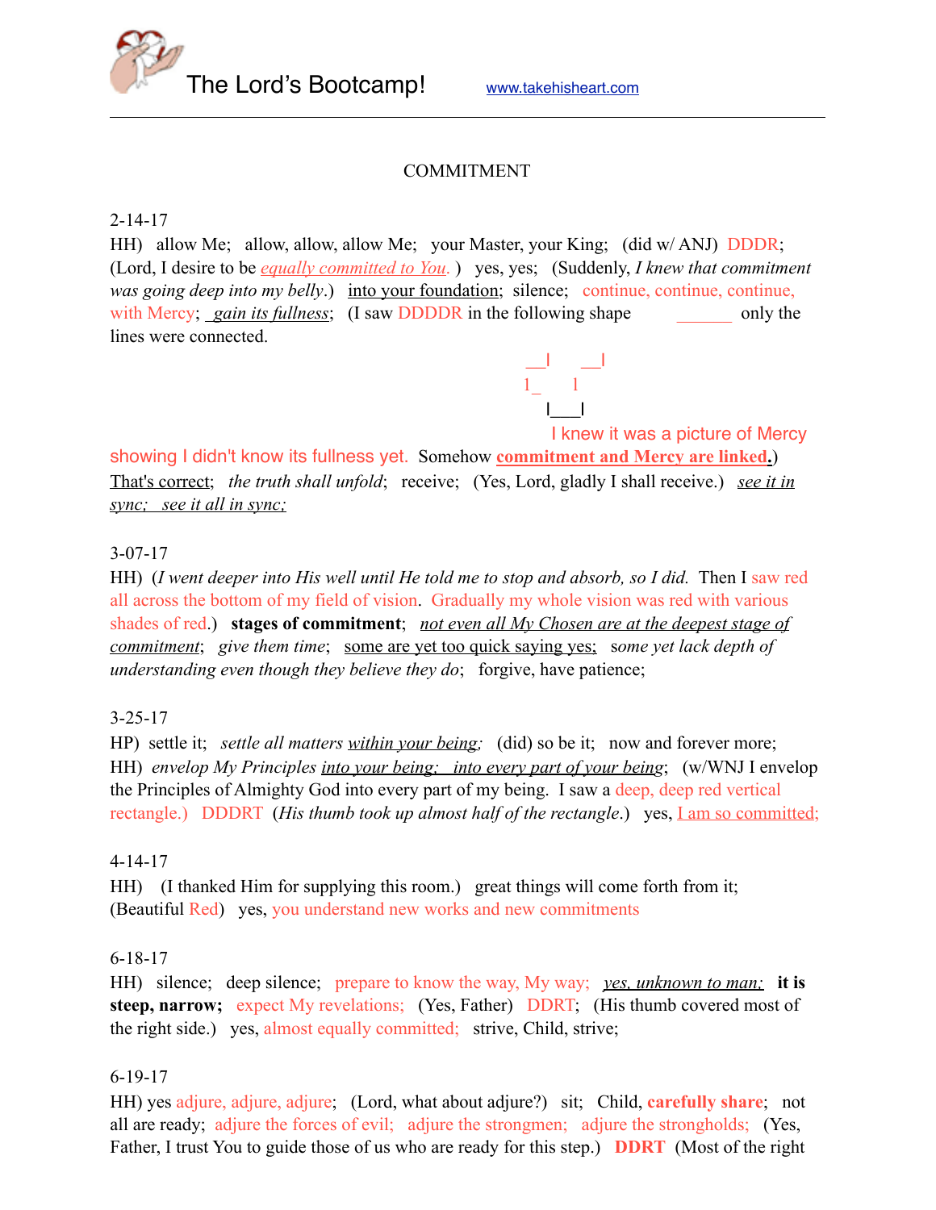The Lord's Bootcamp! www.takehisheart.com

COMMITMENT

2-14-17

HH) allow Me; allow, allow, allow Me; your Master, your King; (did w/ ANJ) DDDR; (Lord, I desire to be *equally committed to You.* ) yes, yes; (Suddenly, *I knew that commitment was going deep into my belly*.) into your foundation; silence; continue, continue, continue, with Mercy; *gain its fullness*; (I saw DDDDR in the following shape _______ only the lines were connected.

```
__l    __l
l_     l
   l___l
```

I knew it was a picture of Mercy showing I didn't know its fullness yet. Somehow **commitment and Mercy are linked**.) That's correct; *the truth shall unfold*; receive; (Yes, Lord, gladly I shall receive.) *see it in sync; see it all in sync;*

3-07-17

HH) (*I went deeper into His well until He told me to stop and absorb, so I did.* Then I saw red all across the bottom of my field of vision. Gradually my whole vision was red with various shades of red.) **stages of commitment**; *not even all My Chosen are at the deepest stage of commitment*; *give them time*; some are yet too quick saying yes; *some yet lack depth of understanding even though they believe they do*; forgive, have patience;

3-25-17

HP) settle it; *settle all matters within your being;* (did) so be it; now and forever more;
HH) *envelop My Principles into your being; into every part of your being*; (w/WNJ I envelop the Principles of Almighty God into every part of my being. I saw a deep, deep red vertical rectangle.) DDDRT (*His thumb took up almost half of the rectangle*.) yes, I am so committed;

4-14-17

HH) (I thanked Him for supplying this room.) great things will come forth from it; (Beautiful Red) yes, you understand new works and new commitments

6-18-17

HH) silence; deep silence; prepare to know the way, My way; *yes, unknown to man;* **it is steep, narrow;** expect My revelations; (Yes, Father) DDRT; (His thumb covered most of the right side.) yes, almost equally committed; strive, Child, strive;

6-19-17

HH) yes adjure, adjure, adjure; (Lord, what about adjure?) sit; Child, **carefully share**; not all are ready; adjure the forces of evil; adjure the strongmen; adjure the strongholds; (Yes, Father, I trust You to guide those of us who are ready for this step.) **DDRT** (Most of the right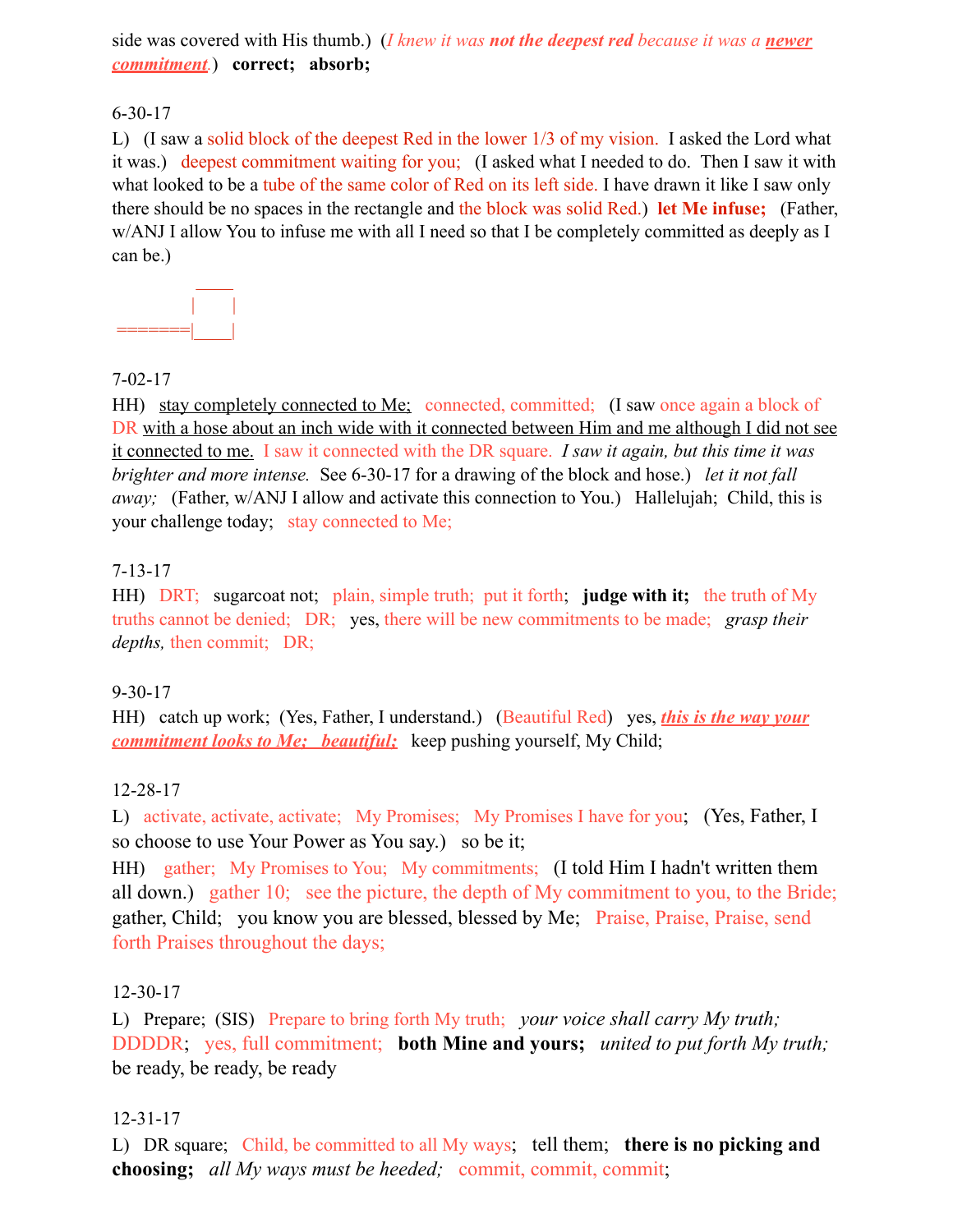side was covered with His thumb.) (*I knew it was **not the deepest red** because it was a **newer commitment**.*) **correct; absorb;**

6-30-17

L) (I saw a solid block of the deepest Red in the lower 1/3 of my vision. I asked the Lord what it was.) deepest commitment waiting for you; (I asked what I needed to do. Then I saw it with what looked to be a tube of the same color of Red on its left side. I have drawn it like I saw only there should be no spaces in the rectangle and the block was solid Red.) **let Me infuse;** (Father, w/ANJ I allow You to infuse me with all I need so that I be completely committed as deeply as I can be.)

```
           ____
          |    |
=======|____|
```

7-02-17

HH) stay completely connected to Me; connected, committed; (I saw once again a block of DR with a hose about an inch wide with it connected between Him and me although I did not see it connected to me. I saw it connected with the DR square. *I saw it again, but this time it was brighter and more intense.* See 6-30-17 for a drawing of the block and hose.) *let it not fall away;* (Father, w/ANJ I allow and activate this connection to You.) Hallelujah; Child, this is your challenge today; stay connected to Me;

7-13-17

HH) DRT; sugarcoat not; plain, simple truth; put it forth; **judge with it;** the truth of My truths cannot be denied; DR; yes, there will be new commitments to be made; *grasp their depths,* then commit; DR;

9-30-17

HH) catch up work; (Yes, Father, I understand.) (Beautiful Red) yes, ***this is the way your commitment looks to Me; beautiful;*** keep pushing yourself, My Child;

12-28-17

L) activate, activate, activate; My Promises; My Promises I have for you; (Yes, Father, I so choose to use Your Power as You say.) so be it;

HH) gather; My Promises to You; My commitments; (I told Him I hadn't written them all down.) gather 10; see the picture, the depth of My commitment to you, to the Bride; gather, Child; you know you are blessed, blessed by Me; Praise, Praise, Praise, send forth Praises throughout the days;

12-30-17

L) Prepare; (SIS) Prepare to bring forth My truth; *your voice shall carry My truth;* DDDDR; yes, full commitment; **both Mine and yours;** *united to put forth My truth;* be ready, be ready, be ready

12-31-17

L) DR square; Child, be committed to all My ways; tell them; **there is no picking and choosing;** *all My ways must be heeded;* commit, commit, commit;